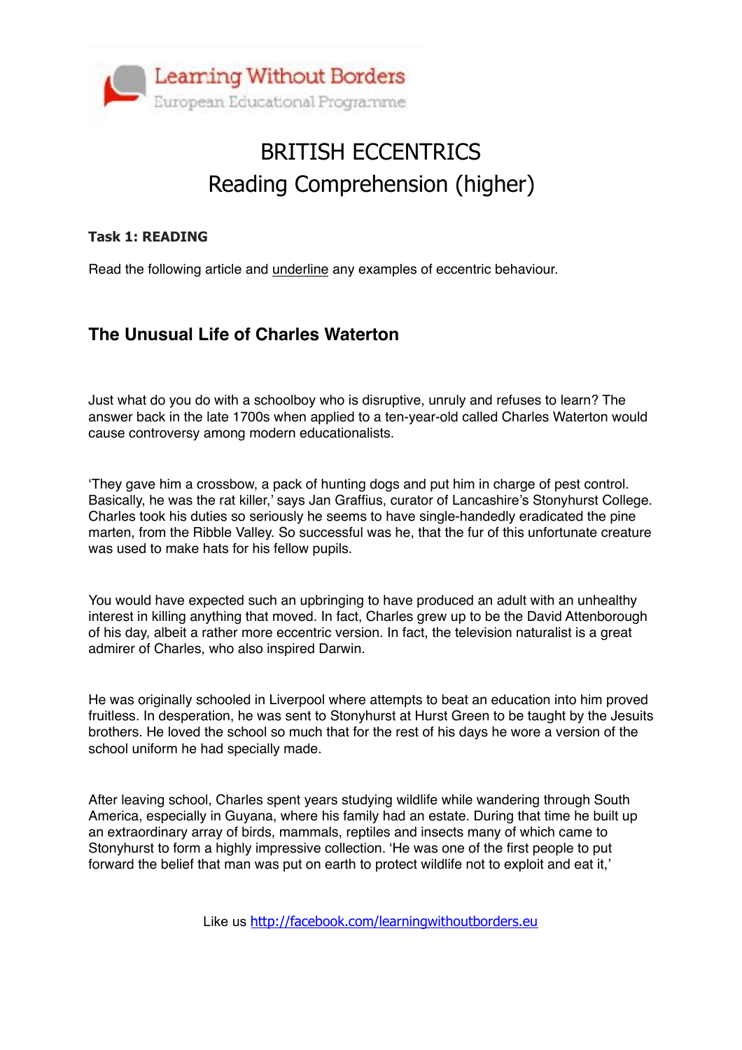Learning Without Borders
European Educational Programme

# BRITISH ECCENTRICS
# Reading Comprehension (higher)

**Task 1: READING**

Read the following article and underline any examples of eccentric behaviour.

## The Unusual Life of Charles Waterton

Just what do you do with a schoolboy who is disruptive, unruly and refuses to learn? The answer back in the late 1700s when applied to a ten-year-old called Charles Waterton would cause controversy among modern educationalists.

'They gave him a crossbow, a pack of hunting dogs and put him in charge of pest control. Basically, he was the rat killer,' says Jan Graffius, curator of Lancashire's Stonyhurst College. Charles took his duties so seriously he seems to have single-handedly eradicated the pine marten, from the Ribble Valley. So successful was he, that the fur of this unfortunate creature was used to make hats for his fellow pupils.

You would have expected such an upbringing to have produced an adult with an unhealthy interest in killing anything that moved. In fact, Charles grew up to be the David Attenborough of his day, albeit a rather more eccentric version. In fact, the television naturalist is a great admirer of Charles, who also inspired Darwin.

He was originally schooled in Liverpool where attempts to beat an education into him proved fruitless. In desperation, he was sent to Stonyhurst at Hurst Green to be taught by the Jesuits brothers. He loved the school so much that for the rest of his days he wore a version of the school uniform he had specially made.

After leaving school, Charles spent years studying wildlife while wandering through South America, especially in Guyana, where his family had an estate. During that time he built up an extraordinary array of birds, mammals, reptiles and insects many of which came to Stonyhurst to form a highly impressive collection. 'He was one of the first people to put forward the belief that man was put on earth to protect wildlife not to exploit and eat it,'

Like us http://facebook.com/learningwithoutborders.eu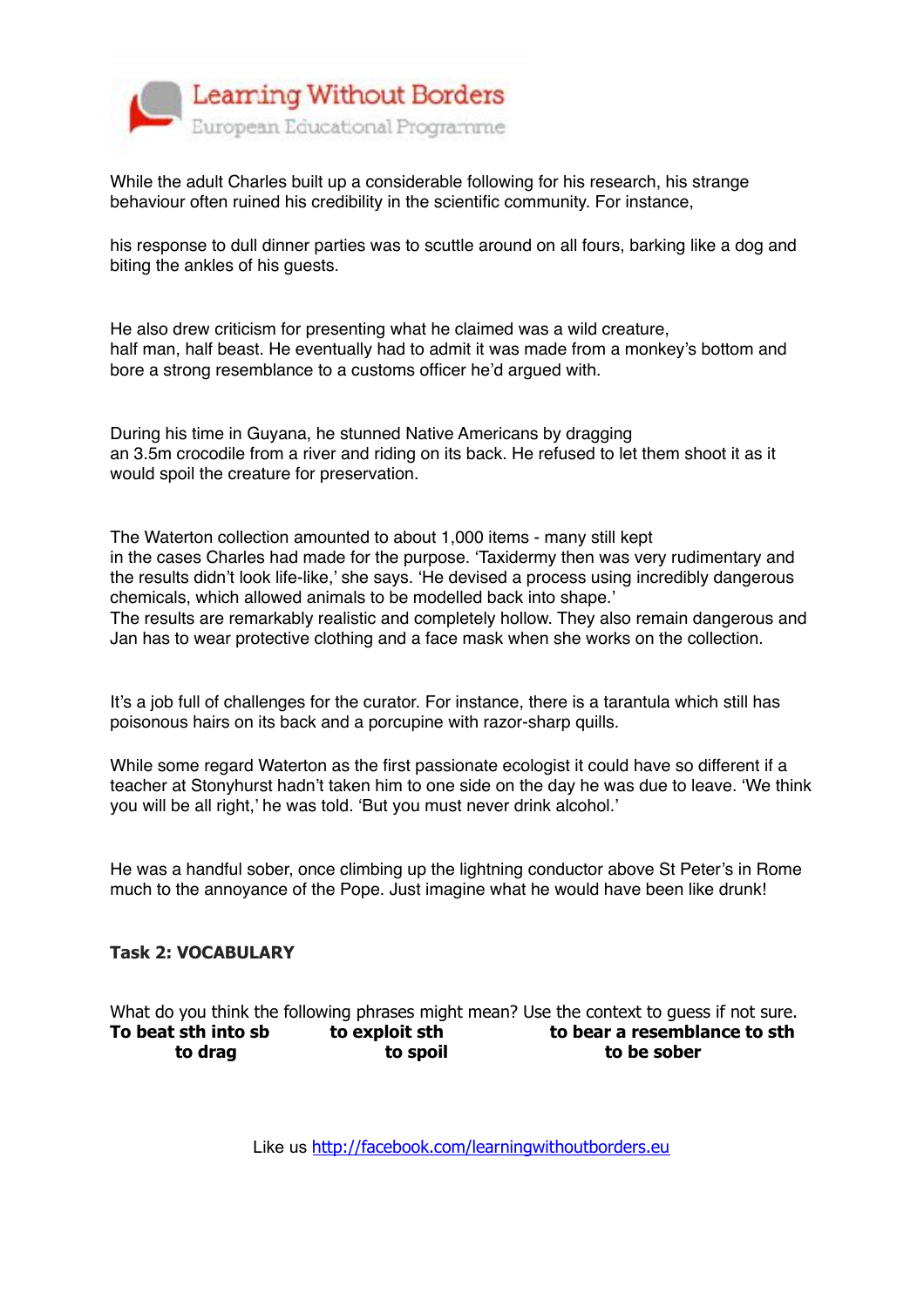While the adult Charles built up a considerable following for his research, his strange behaviour often ruined his credibility in the scientific community. For instance,

his response to dull dinner parties was to scuttle around on all fours, barking like a dog and biting the ankles of his guests.

He also drew criticism for presenting what he claimed was a wild creature, half man, half beast. He eventually had to admit it was made from a monkey's bottom and bore a strong resemblance to a customs officer he'd argued with.

During his time in Guyana, he stunned Native Americans by dragging an 3.5m crocodile from a river and riding on its back. He refused to let them shoot it as it would spoil the creature for preservation.

The Waterton collection amounted to about 1,000 items - many still kept in the cases Charles had made for the purpose. 'Taxidermy then was very rudimentary and the results didn't look life-like,' she says. 'He devised a process using incredibly dangerous chemicals, which allowed animals to be modelled back into shape.'
The results are remarkably realistic and completely hollow. They also remain dangerous and Jan has to wear protective clothing and a face mask when she works on the collection.

It's a job full of challenges for the curator. For instance, there is a tarantula which still has poisonous hairs on its back and a porcupine with razor-sharp quills.

While some regard Waterton as the first passionate ecologist it could have so different if a teacher at Stonyhurst hadn't taken him to one side on the day he was due to leave. 'We think you will be all right,' he was told. 'But you must never drink alcohol.'

He was a handful sober, once climbing up the lightning conductor above St Peter's in Rome much to the annoyance of the Pope. Just imagine what he would have been like drunk!

**Task 2: VOCABULARY**

What do you think the following phrases might mean? Use the context to guess if not sure.

| | | |
|---|---|---|
| **To beat sth into sb** | **to exploit sth** | **to bear a resemblance to sth** |
| **to drag** | **to spoil** | **to be sober** |

Like us http://facebook.com/learningwithoutborders.eu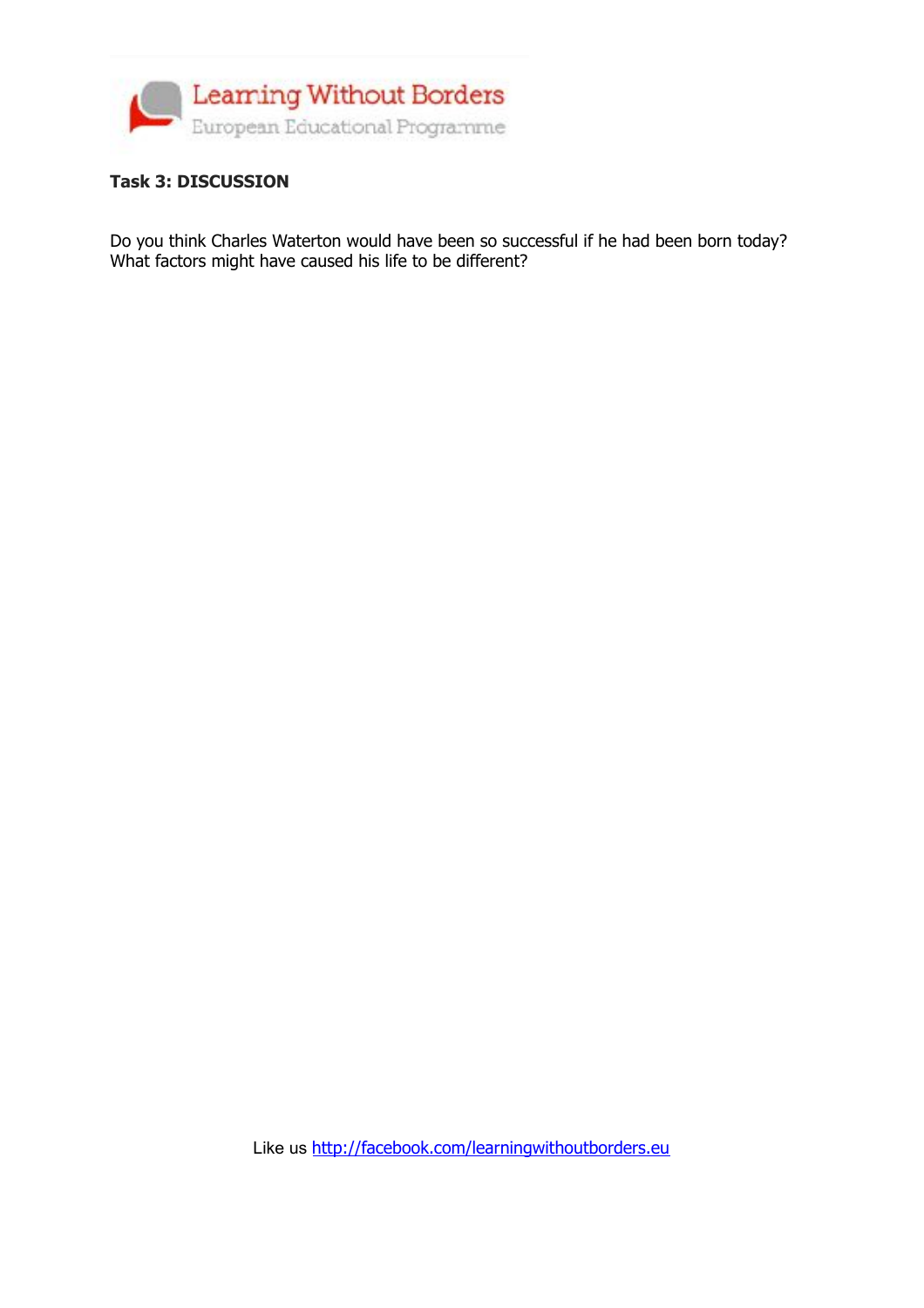**Task 3: DISCUSSION**

Do you think Charles Waterton would have been so successful if he had been born today? What factors might have caused his life to be different?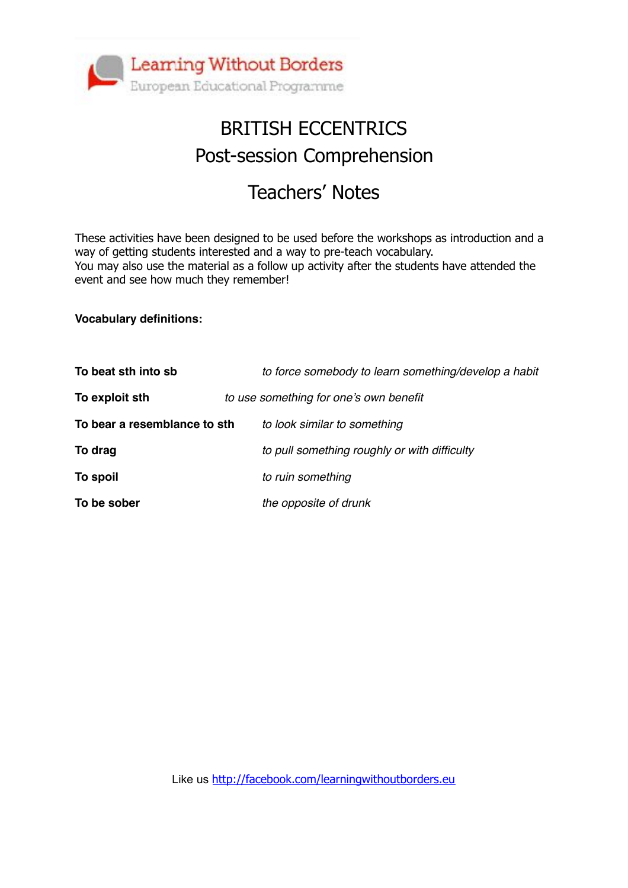Learning Without Borders
European Educational Programme

# BRITISH ECCENTRICS
## Post-session Comprehension
## Teachers' Notes

These activities have been designed to be used before the workshops as introduction and a way of getting students interested and a way to pre-teach vocabulary.
You may also use the material as a follow up activity after the students have attended the event and see how much they remember!

**Vocabulary definitions:**

| | |
|---|---|
| **To beat sth into sb** | *to force somebody to learn something/develop a habit* |
| **To exploit sth** | *to use something for one's own benefit* |
| **To bear a resemblance to sth** | *to look similar to something* |
| **To drag** | *to pull something roughly or with difficulty* |
| **To spoil** | *to ruin something* |
| **To be sober** | *the opposite of drunk* |

Like us http://facebook.com/learningwithoutborders.eu